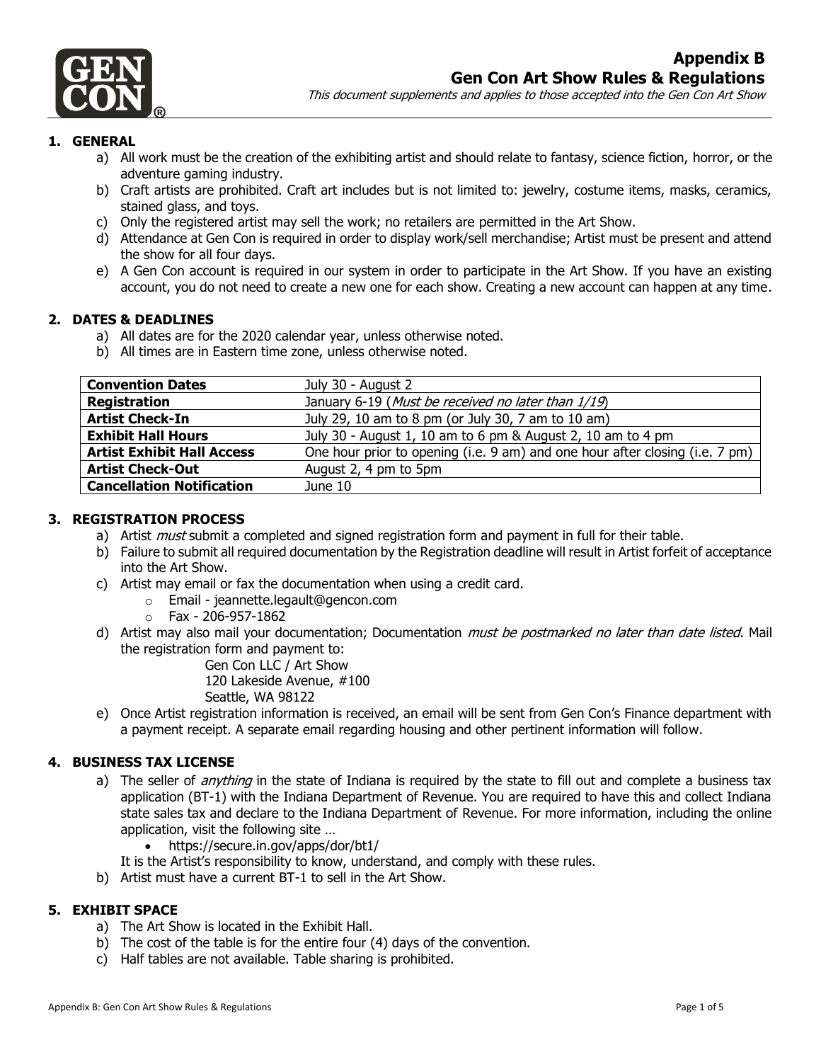# Appendix B
## Gen Con Art Show Rules & Regulations

*This document supplements and applies to those accepted into the Gen Con Art Show*

### 1. GENERAL

a) All work must be the creation of the exhibiting artist and should relate to fantasy, science fiction, horror, or the adventure gaming industry.
b) Craft artists are prohibited. Craft art includes but is not limited to: jewelry, costume items, masks, ceramics, stained glass, and toys.
c) Only the registered artist may sell the work; no retailers are permitted in the Art Show.
d) Attendance at Gen Con is required in order to display work/sell merchandise; Artist must be present and attend the show for all four days.
e) A Gen Con account is required in our system in order to participate in the Art Show. If you have an existing account, you do not need to create a new one for each show. Creating a new account can happen at any time.

### 2. DATES & DEADLINES

a) All dates are for the 2020 calendar year, unless otherwise noted.
b) All times are in Eastern time zone, unless otherwise noted.

| | |
|---|---|
| **Convention Dates** | July 30 - August 2 |
| **Registration** | January 6-19 (*Must be received no later than 1/19*) |
| **Artist Check-In** | July 29, 10 am to 8 pm (or July 30, 7 am to 10 am) |
| **Exhibit Hall Hours** | July 30 - August 1, 10 am to 6 pm & August 2, 10 am to 4 pm |
| **Artist Exhibit Hall Access** | One hour prior to opening (i.e. 9 am) and one hour after closing (i.e. 7 pm) |
| **Artist Check-Out** | August 2, 4 pm to 5pm |
| **Cancellation Notification** | June 10 |

### 3. REGISTRATION PROCESS

a) Artist *must* submit a completed and signed registration form and payment in full for their table.
b) Failure to submit all required documentation by the Registration deadline will result in Artist forfeit of acceptance into the Art Show.
c) Artist may email or fax the documentation when using a credit card.
   - Email - jeannette.legault@gencon.com
   - Fax - 206-957-1862
d) Artist may also mail your documentation; Documentation *must be postmarked no later than date listed*. Mail the registration form and payment to:

   Gen Con LLC / Art Show
   120 Lakeside Avenue, #100
   Seattle, WA 98122

e) Once Artist registration information is received, an email will be sent from Gen Con's Finance department with a payment receipt. A separate email regarding housing and other pertinent information will follow.

### 4. BUSINESS TAX LICENSE

a) The seller of *anything* in the state of Indiana is required by the state to fill out and complete a business tax application (BT-1) with the Indiana Department of Revenue. You are required to have this and collect Indiana state sales tax and declare to the Indiana Department of Revenue. For more information, including the online application, visit the following site …
   - https://secure.in.gov/apps/dor/bt1/

   It is the Artist's responsibility to know, understand, and comply with these rules.
b) Artist must have a current BT-1 to sell in the Art Show.

### 5. EXHIBIT SPACE

a) The Art Show is located in the Exhibit Hall.
b) The cost of the table is for the entire four (4) days of the convention.
c) Half tables are not available. Table sharing is prohibited.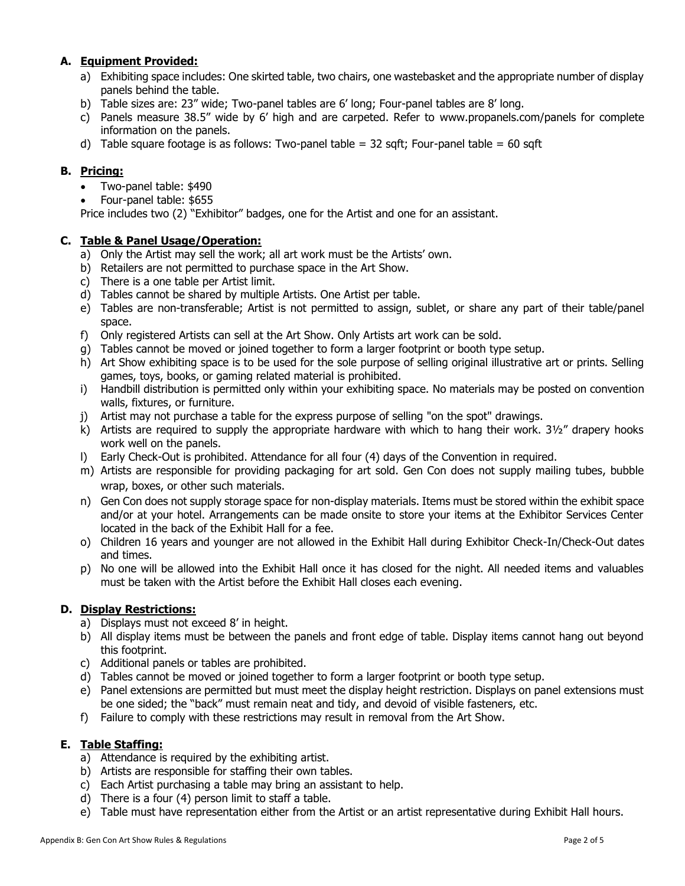### A. Equipment Provided:

a) Exhibiting space includes: One skirted table, two chairs, one wastebasket and the appropriate number of display panels behind the table.

b) Table sizes are: 23" wide; Two-panel tables are 6' long; Four-panel tables are 8' long.

c) Panels measure 38.5" wide by 6' high and are carpeted. Refer to www.propanels.com/panels for complete information on the panels.

d) Table square footage is as follows: Two-panel table = 32 sqft; Four-panel table = 60 sqft

### B. Pricing:

- Two-panel table: $490
- Four-panel table: $655

Price includes two (2) "Exhibitor" badges, one for the Artist and one for an assistant.

### C. Table & Panel Usage/Operation:

a) Only the Artist may sell the work; all art work must be the Artists' own.

b) Retailers are not permitted to purchase space in the Art Show.

c) There is a one table per Artist limit.

d) Tables cannot be shared by multiple Artists. One Artist per table.

e) Tables are non-transferable; Artist is not permitted to assign, sublet, or share any part of their table/panel space.

f) Only registered Artists can sell at the Art Show. Only Artists art work can be sold.

g) Tables cannot be moved or joined together to form a larger footprint or booth type setup.

h) Art Show exhibiting space is to be used for the sole purpose of selling original illustrative art or prints. Selling games, toys, books, or gaming related material is prohibited.

i) Handbill distribution is permitted only within your exhibiting space. No materials may be posted on convention walls, fixtures, or furniture.

j) Artist may not purchase a table for the express purpose of selling "on the spot" drawings.

k) Artists are required to supply the appropriate hardware with which to hang their work. 3½" drapery hooks work well on the panels.

l) Early Check-Out is prohibited. Attendance for all four (4) days of the Convention in required.

m) Artists are responsible for providing packaging for art sold. Gen Con does not supply mailing tubes, bubble wrap, boxes, or other such materials.

n) Gen Con does not supply storage space for non-display materials. Items must be stored within the exhibit space and/or at your hotel. Arrangements can be made onsite to store your items at the Exhibitor Services Center located in the back of the Exhibit Hall for a fee.

o) Children 16 years and younger are not allowed in the Exhibit Hall during Exhibitor Check-In/Check-Out dates and times.

p) No one will be allowed into the Exhibit Hall once it has closed for the night. All needed items and valuables must be taken with the Artist before the Exhibit Hall closes each evening.

### D. Display Restrictions:

a) Displays must not exceed 8' in height.

b) All display items must be between the panels and front edge of table. Display items cannot hang out beyond this footprint.

c) Additional panels or tables are prohibited.

d) Tables cannot be moved or joined together to form a larger footprint or booth type setup.

e) Panel extensions are permitted but must meet the display height restriction. Displays on panel extensions must be one sided; the "back" must remain neat and tidy, and devoid of visible fasteners, etc.

f) Failure to comply with these restrictions may result in removal from the Art Show.

### E. Table Staffing:

a) Attendance is required by the exhibiting artist.

b) Artists are responsible for staffing their own tables.

c) Each Artist purchasing a table may bring an assistant to help.

d) There is a four (4) person limit to staff a table.

e) Table must have representation either from the Artist or an artist representative during Exhibit Hall hours.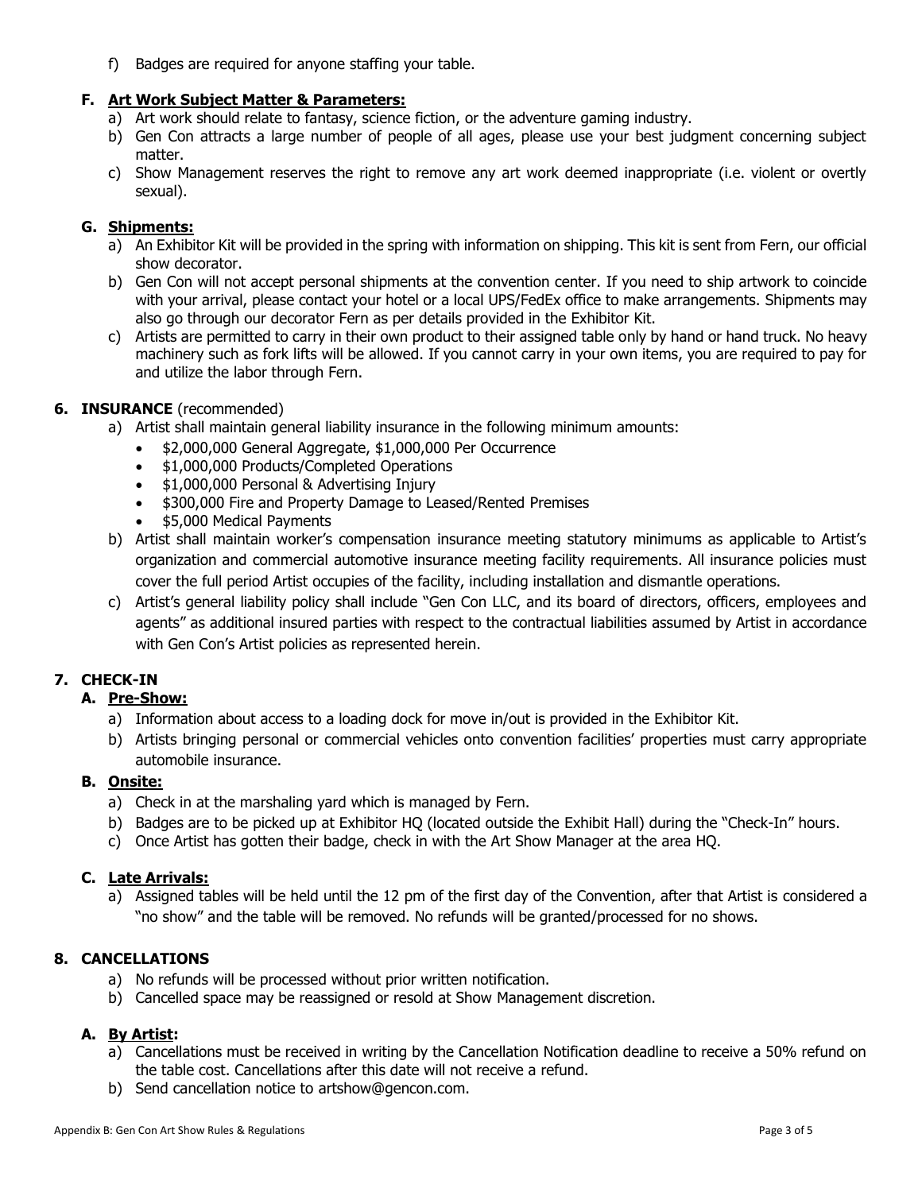f) Badges are required for anyone staffing your table.

### F. <u>Art Work Subject Matter & Parameters:</u>

a) Art work should relate to fantasy, science fiction, or the adventure gaming industry.

b) Gen Con attracts a large number of people of all ages, please use your best judgment concerning subject matter.

c) Show Management reserves the right to remove any art work deemed inappropriate (i.e. violent or overtly sexual).

### G. <u>Shipments:</u>

a) An Exhibitor Kit will be provided in the spring with information on shipping. This kit is sent from Fern, our official show decorator.

b) Gen Con will not accept personal shipments at the convention center. If you need to ship artwork to coincide with your arrival, please contact your hotel or a local UPS/FedEx office to make arrangements. Shipments may also go through our decorator Fern as per details provided in the Exhibitor Kit.

c) Artists are permitted to carry in their own product to their assigned table only by hand or hand truck. No heavy machinery such as fork lifts will be allowed. If you cannot carry in your own items, you are required to pay for and utilize the labor through Fern.

## 6. INSURANCE (recommended)

a) Artist shall maintain general liability insurance in the following minimum amounts:

- $2,000,000 General Aggregate, $1,000,000 Per Occurrence
- $1,000,000 Products/Completed Operations
- $1,000,000 Personal & Advertising Injury
- $300,000 Fire and Property Damage to Leased/Rented Premises
- $5,000 Medical Payments

b) Artist shall maintain worker's compensation insurance meeting statutory minimums as applicable to Artist's organization and commercial automotive insurance meeting facility requirements. All insurance policies must cover the full period Artist occupies of the facility, including installation and dismantle operations.

c) Artist's general liability policy shall include "Gen Con LLC, and its board of directors, officers, employees and agents" as additional insured parties with respect to the contractual liabilities assumed by Artist in accordance with Gen Con's Artist policies as represented herein.

## 7. CHECK-IN

### A. <u>Pre-Show:</u>

a) Information about access to a loading dock for move in/out is provided in the Exhibitor Kit.

b) Artists bringing personal or commercial vehicles onto convention facilities' properties must carry appropriate automobile insurance.

### B. <u>Onsite:</u>

a) Check in at the marshaling yard which is managed by Fern.

b) Badges are to be picked up at Exhibitor HQ (located outside the Exhibit Hall) during the "Check-In" hours.

c) Once Artist has gotten their badge, check in with the Art Show Manager at the area HQ.

### C. <u>Late Arrivals:</u>

a) Assigned tables will be held until the 12 pm of the first day of the Convention, after that Artist is considered a "no show" and the table will be removed. No refunds will be granted/processed for no shows.

## 8. CANCELLATIONS

a) No refunds will be processed without prior written notification.

b) Cancelled space may be reassigned or resold at Show Management discretion.

### A. <u>By Artist</u>:

a) Cancellations must be received in writing by the Cancellation Notification deadline to receive a 50% refund on the table cost. Cancellations after this date will not receive a refund.

b) Send cancellation notice to artshow@gencon.com.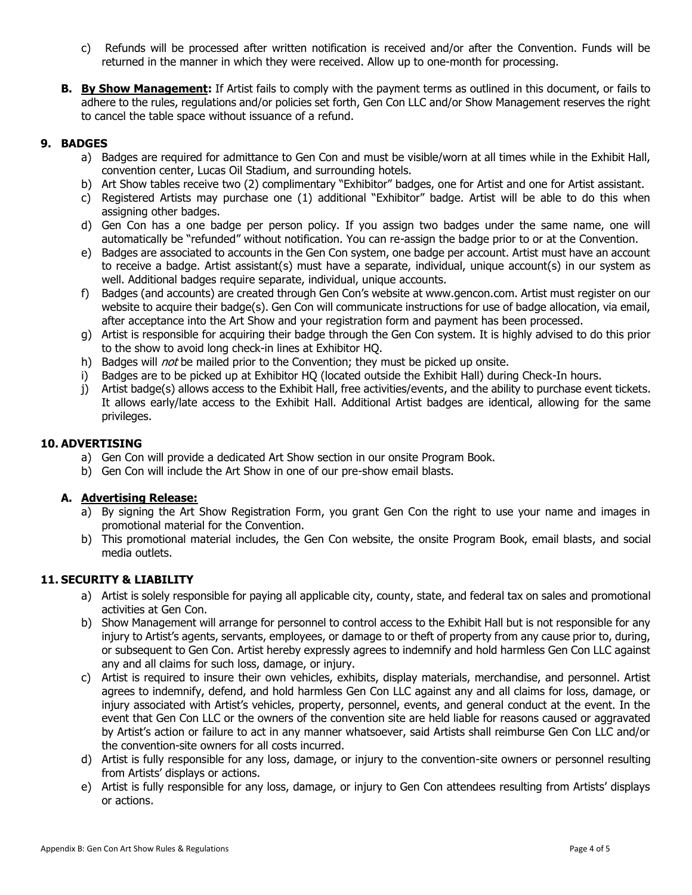c) Refunds will be processed after written notification is received and/or after the Convention. Funds will be returned in the manner in which they were received. Allow up to one-month for processing.

**B. By Show Management:** If Artist fails to comply with the payment terms as outlined in this document, or fails to adhere to the rules, regulations and/or policies set forth, Gen Con LLC and/or Show Management reserves the right to cancel the table space without issuance of a refund.

## 9. BADGES

a) Badges are required for admittance to Gen Con and must be visible/worn at all times while in the Exhibit Hall, convention center, Lucas Oil Stadium, and surrounding hotels.
b) Art Show tables receive two (2) complimentary "Exhibitor" badges, one for Artist and one for Artist assistant.
c) Registered Artists may purchase one (1) additional "Exhibitor" badge. Artist will be able to do this when assigning other badges.
d) Gen Con has a one badge per person policy. If you assign two badges under the same name, one will automatically be "refunded" without notification. You can re-assign the badge prior to or at the Convention.
e) Badges are associated to accounts in the Gen Con system, one badge per account. Artist must have an account to receive a badge. Artist assistant(s) must have a separate, individual, unique account(s) in our system as well. Additional badges require separate, individual, unique accounts.
f) Badges (and accounts) are created through Gen Con's website at www.gencon.com. Artist must register on our website to acquire their badge(s). Gen Con will communicate instructions for use of badge allocation, via email, after acceptance into the Art Show and your registration form and payment has been processed.
g) Artist is responsible for acquiring their badge through the Gen Con system. It is highly advised to do this prior to the show to avoid long check-in lines at Exhibitor HQ.
h) Badges will *not* be mailed prior to the Convention; they must be picked up onsite.
i) Badges are to be picked up at Exhibitor HQ (located outside the Exhibit Hall) during Check-In hours.
j) Artist badge(s) allows access to the Exhibit Hall, free activities/events, and the ability to purchase event tickets. It allows early/late access to the Exhibit Hall. Additional Artist badges are identical, allowing for the same privileges.

## 10. ADVERTISING

a) Gen Con will provide a dedicated Art Show section in our onsite Program Book.
b) Gen Con will include the Art Show in one of our pre-show email blasts.

**A. Advertising Release:**

a) By signing the Art Show Registration Form, you grant Gen Con the right to use your name and images in promotional material for the Convention.
b) This promotional material includes, the Gen Con website, the onsite Program Book, email blasts, and social media outlets.

## 11. SECURITY & LIABILITY

a) Artist is solely responsible for paying all applicable city, county, state, and federal tax on sales and promotional activities at Gen Con.
b) Show Management will arrange for personnel to control access to the Exhibit Hall but is not responsible for any injury to Artist's agents, servants, employees, or damage to or theft of property from any cause prior to, during, or subsequent to Gen Con. Artist hereby expressly agrees to indemnify and hold harmless Gen Con LLC against any and all claims for such loss, damage, or injury.
c) Artist is required to insure their own vehicles, exhibits, display materials, merchandise, and personnel. Artist agrees to indemnify, defend, and hold harmless Gen Con LLC against any and all claims for loss, damage, or injury associated with Artist's vehicles, property, personnel, events, and general conduct at the event. In the event that Gen Con LLC or the owners of the convention site are held liable for reasons caused or aggravated by Artist's action or failure to act in any manner whatsoever, said Artists shall reimburse Gen Con LLC and/or the convention-site owners for all costs incurred.
d) Artist is fully responsible for any loss, damage, or injury to the convention-site owners or personnel resulting from Artists' displays or actions.
e) Artist is fully responsible for any loss, damage, or injury to Gen Con attendees resulting from Artists' displays or actions.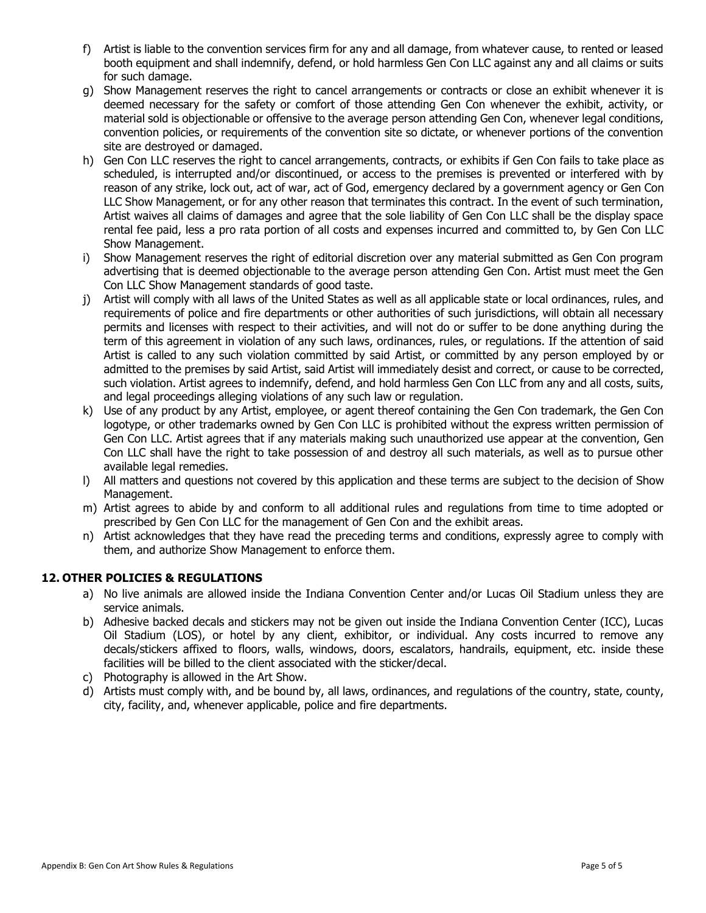f) Artist is liable to the convention services firm for any and all damage, from whatever cause, to rented or leased booth equipment and shall indemnify, defend, or hold harmless Gen Con LLC against any and all claims or suits for such damage.
g) Show Management reserves the right to cancel arrangements or contracts or close an exhibit whenever it is deemed necessary for the safety or comfort of those attending Gen Con whenever the exhibit, activity, or material sold is objectionable or offensive to the average person attending Gen Con, whenever legal conditions, convention policies, or requirements of the convention site so dictate, or whenever portions of the convention site are destroyed or damaged.
h) Gen Con LLC reserves the right to cancel arrangements, contracts, or exhibits if Gen Con fails to take place as scheduled, is interrupted and/or discontinued, or access to the premises is prevented or interfered with by reason of any strike, lock out, act of war, act of God, emergency declared by a government agency or Gen Con LLC Show Management, or for any other reason that terminates this contract. In the event of such termination, Artist waives all claims of damages and agree that the sole liability of Gen Con LLC shall be the display space rental fee paid, less a pro rata portion of all costs and expenses incurred and committed to, by Gen Con LLC Show Management.
i) Show Management reserves the right of editorial discretion over any material submitted as Gen Con program advertising that is deemed objectionable to the average person attending Gen Con. Artist must meet the Gen Con LLC Show Management standards of good taste.
j) Artist will comply with all laws of the United States as well as all applicable state or local ordinances, rules, and requirements of police and fire departments or other authorities of such jurisdictions, will obtain all necessary permits and licenses with respect to their activities, and will not do or suffer to be done anything during the term of this agreement in violation of any such laws, ordinances, rules, or regulations. If the attention of said Artist is called to any such violation committed by said Artist, or committed by any person employed by or admitted to the premises by said Artist, said Artist will immediately desist and correct, or cause to be corrected, such violation. Artist agrees to indemnify, defend, and hold harmless Gen Con LLC from any and all costs, suits, and legal proceedings alleging violations of any such law or regulation.
k) Use of any product by any Artist, employee, or agent thereof containing the Gen Con trademark, the Gen Con logotype, or other trademarks owned by Gen Con LLC is prohibited without the express written permission of Gen Con LLC. Artist agrees that if any materials making such unauthorized use appear at the convention, Gen Con LLC shall have the right to take possession of and destroy all such materials, as well as to pursue other available legal remedies.
l) All matters and questions not covered by this application and these terms are subject to the decision of Show Management.
m) Artist agrees to abide by and conform to all additional rules and regulations from time to time adopted or prescribed by Gen Con LLC for the management of Gen Con and the exhibit areas.
n) Artist acknowledges that they have read the preceding terms and conditions, expressly agree to comply with them, and authorize Show Management to enforce them.

## 12. OTHER POLICIES & REGULATIONS

a) No live animals are allowed inside the Indiana Convention Center and/or Lucas Oil Stadium unless they are service animals.
b) Adhesive backed decals and stickers may not be given out inside the Indiana Convention Center (ICC), Lucas Oil Stadium (LOS), or hotel by any client, exhibitor, or individual. Any costs incurred to remove any decals/stickers affixed to floors, walls, windows, doors, escalators, handrails, equipment, etc. inside these facilities will be billed to the client associated with the sticker/decal.
c) Photography is allowed in the Art Show.
d) Artists must comply with, and be bound by, all laws, ordinances, and regulations of the country, state, county, city, facility, and, whenever applicable, police and fire departments.